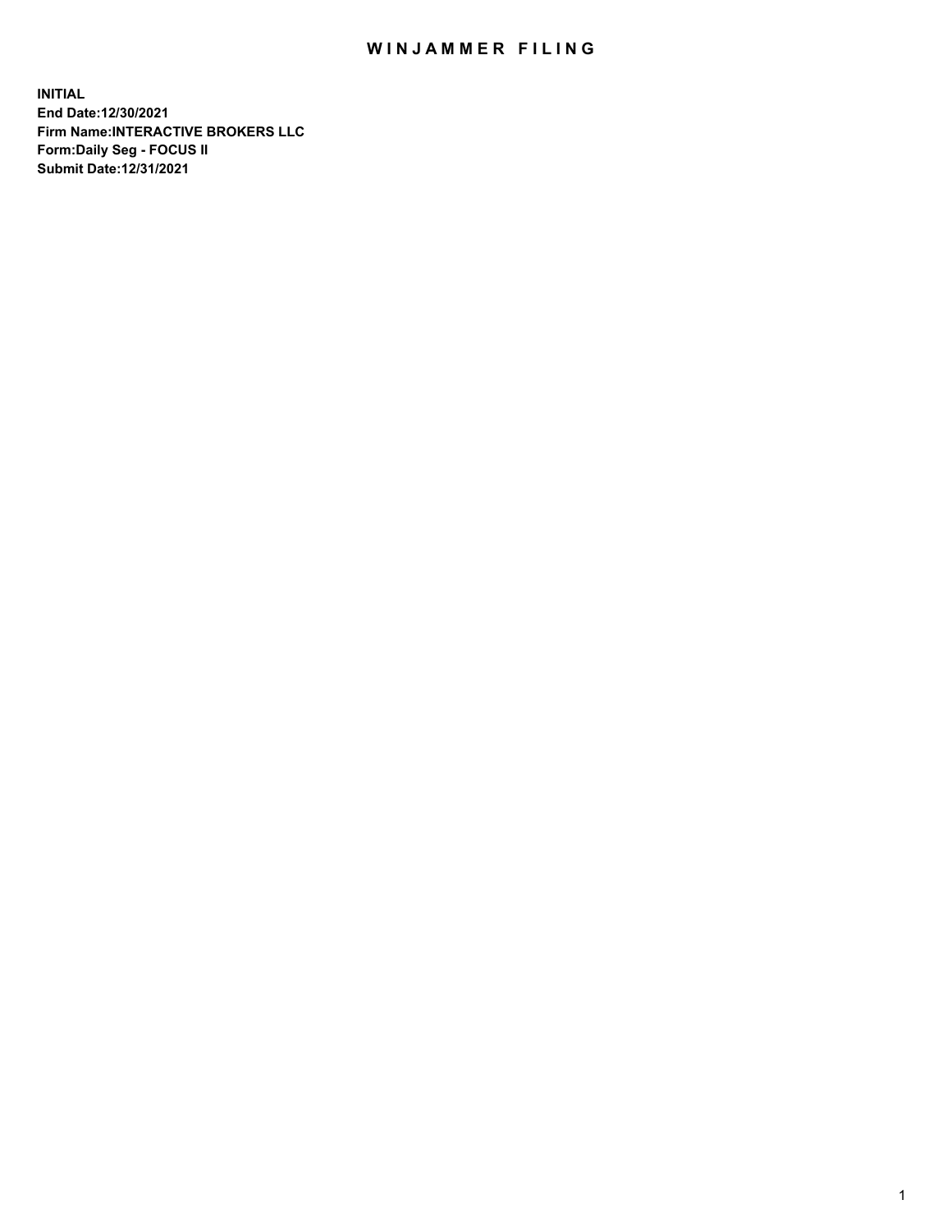# WINJAMMER FILING

**INITIAL**
**End Date:12/30/2021**
**Firm Name:INTERACTIVE BROKERS LLC**
**Form:Daily Seg - FOCUS II**
**Submit Date:12/31/2021**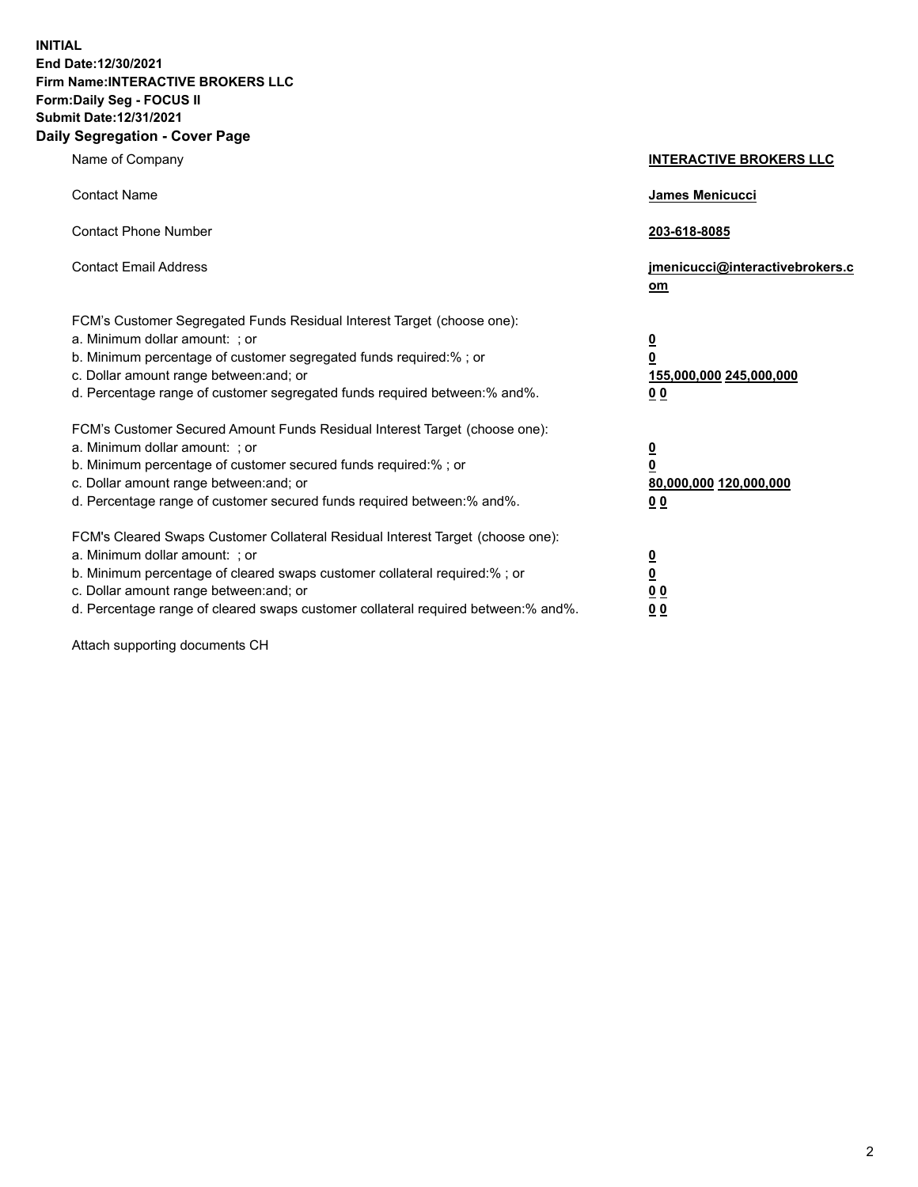**INITIAL**
**End Date:12/30/2021**
**Firm Name:INTERACTIVE BROKERS LLC**
**Form:Daily Seg - FOCUS II**
**Submit Date:12/31/2021**

**Daily Segregation - Cover Page**

| | |
|---|---|
| Name of Company | **INTERACTIVE BROKERS LLC** |
| Contact Name | **James Menicucci** |
| Contact Phone Number | **203-618-8085** |
| Contact Email Address | **jmenicucci@interactivebrokers.com** |

| | |
|---|---|
| FCM's Customer Segregated Funds Residual Interest Target (choose one): | |
| a. Minimum dollar amount: ; or | **0** |
| b. Minimum percentage of customer segregated funds required:% ; or | **0** |
| c. Dollar amount range between:and; or | **155,000,000 245,000,000** |
| d. Percentage range of customer segregated funds required between:% and%. | **0 0** |
| FCM's Customer Secured Amount Funds Residual Interest Target (choose one): | |
| a. Minimum dollar amount: ; or | **0** |
| b. Minimum percentage of customer secured funds required:% ; or | **0** |
| c. Dollar amount range between:and; or | **80,000,000 120,000,000** |
| d. Percentage range of customer secured funds required between:% and%. | **0 0** |
| FCM's Cleared Swaps Customer Collateral Residual Interest Target (choose one): | |
| a. Minimum dollar amount: ; or | **0** |
| b. Minimum percentage of cleared swaps customer collateral required:% ; or | **0** |
| c. Dollar amount range between:and; or | **0 0** |
| d. Percentage range of cleared swaps customer collateral required between:% and%. | **0 0** |

Attach supporting documents CH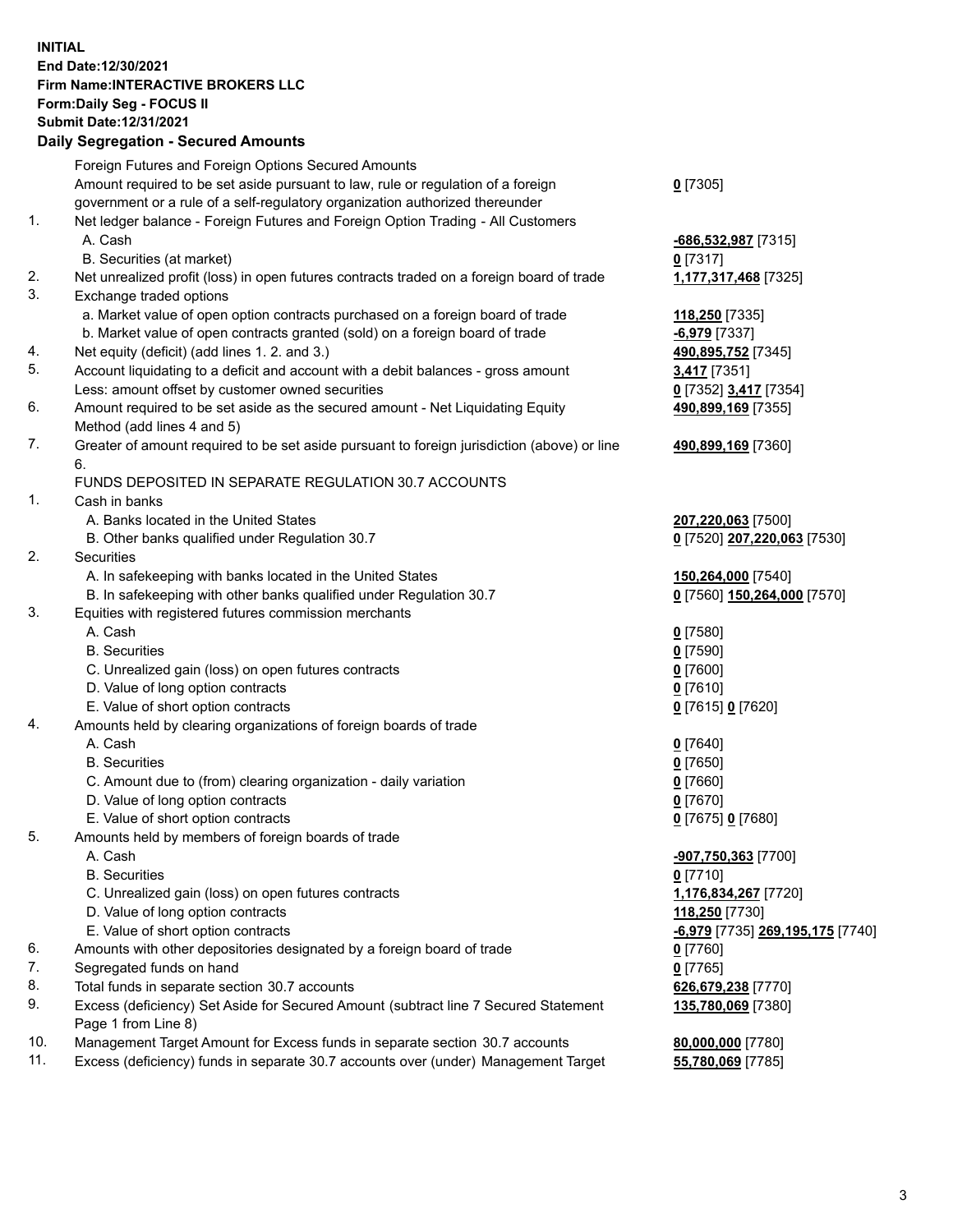**INITIAL**
**End Date:12/30/2021**
**Firm Name:INTERACTIVE BROKERS LLC**
**Form:Daily Seg - FOCUS II**
**Submit Date:12/31/2021**

## Daily Segregation - Secured Amounts

| | | |
|---|---|---|
| | Foreign Futures and Foreign Options Secured Amounts | |
| | Amount required to be set aside pursuant to law, rule or regulation of a foreign government or a rule of a self-regulatory organization authorized thereunder | **0** [7305] |
| 1. | Net ledger balance - Foreign Futures and Foreign Option Trading - All Customers | |
| | A. Cash | **-686,532,987** [7315] |
| | B. Securities (at market) | **0** [7317] |
| 2. | Net unrealized profit (loss) in open futures contracts traded on a foreign board of trade | **1,177,317,468** [7325] |
| 3. | Exchange traded options | |
| | a. Market value of open option contracts purchased on a foreign board of trade | **118,250** [7335] |
| | b. Market value of open contracts granted (sold) on a foreign board of trade | **-6,979** [7337] |
| 4. | Net equity (deficit) (add lines 1. 2. and 3.) | **490,895,752** [7345] |
| 5. | Account liquidating to a deficit and account with a debit balances - gross amount | **3,417** [7351] |
| | Less: amount offset by customer owned securities | **0** [7352] **3,417** [7354] |
| 6. | Amount required to be set aside as the secured amount - Net Liquidating Equity Method (add lines 4 and 5) | **490,899,169** [7355] |
| 7. | Greater of amount required to be set aside pursuant to foreign jurisdiction (above) or line 6. | **490,899,169** [7360] |
| | FUNDS DEPOSITED IN SEPARATE REGULATION 30.7 ACCOUNTS | |
| 1. | Cash in banks | |
| | A. Banks located in the United States | **207,220,063** [7500] |
| | B. Other banks qualified under Regulation 30.7 | **0** [7520] **207,220,063** [7530] |
| 2. | Securities | |
| | A. In safekeeping with banks located in the United States | **150,264,000** [7540] |
| | B. In safekeeping with other banks qualified under Regulation 30.7 | **0** [7560] **150,264,000** [7570] |
| 3. | Equities with registered futures commission merchants | |
| | A. Cash | **0** [7580] |
| | B. Securities | **0** [7590] |
| | C. Unrealized gain (loss) on open futures contracts | **0** [7600] |
| | D. Value of long option contracts | **0** [7610] |
| | E. Value of short option contracts | **0** [7615] **0** [7620] |
| 4. | Amounts held by clearing organizations of foreign boards of trade | |
| | A. Cash | **0** [7640] |
| | B. Securities | **0** [7650] |
| | C. Amount due to (from) clearing organization - daily variation | **0** [7660] |
| | D. Value of long option contracts | **0** [7670] |
| | E. Value of short option contracts | **0** [7675] **0** [7680] |
| 5. | Amounts held by members of foreign boards of trade | |
| | A. Cash | **-907,750,363** [7700] |
| | B. Securities | **0** [7710] |
| | C. Unrealized gain (loss) on open futures contracts | **1,176,834,267** [7720] |
| | D. Value of long option contracts | **118,250** [7730] |
| | E. Value of short option contracts | **-6,979** [7735] **269,195,175** [7740] |
| 6. | Amounts with other depositories designated by a foreign board of trade | **0** [7760] |
| 7. | Segregated funds on hand | **0** [7765] |
| 8. | Total funds in separate section 30.7 accounts | **626,679,238** [7770] |
| 9. | Excess (deficiency) Set Aside for Secured Amount (subtract line 7 Secured Statement Page 1 from Line 8) | **135,780,069** [7380] |
| 10. | Management Target Amount for Excess funds in separate section 30.7 accounts | **80,000,000** [7780] |
| 11. | Excess (deficiency) funds in separate 30.7 accounts over (under) Management Target | **55,780,069** [7785] |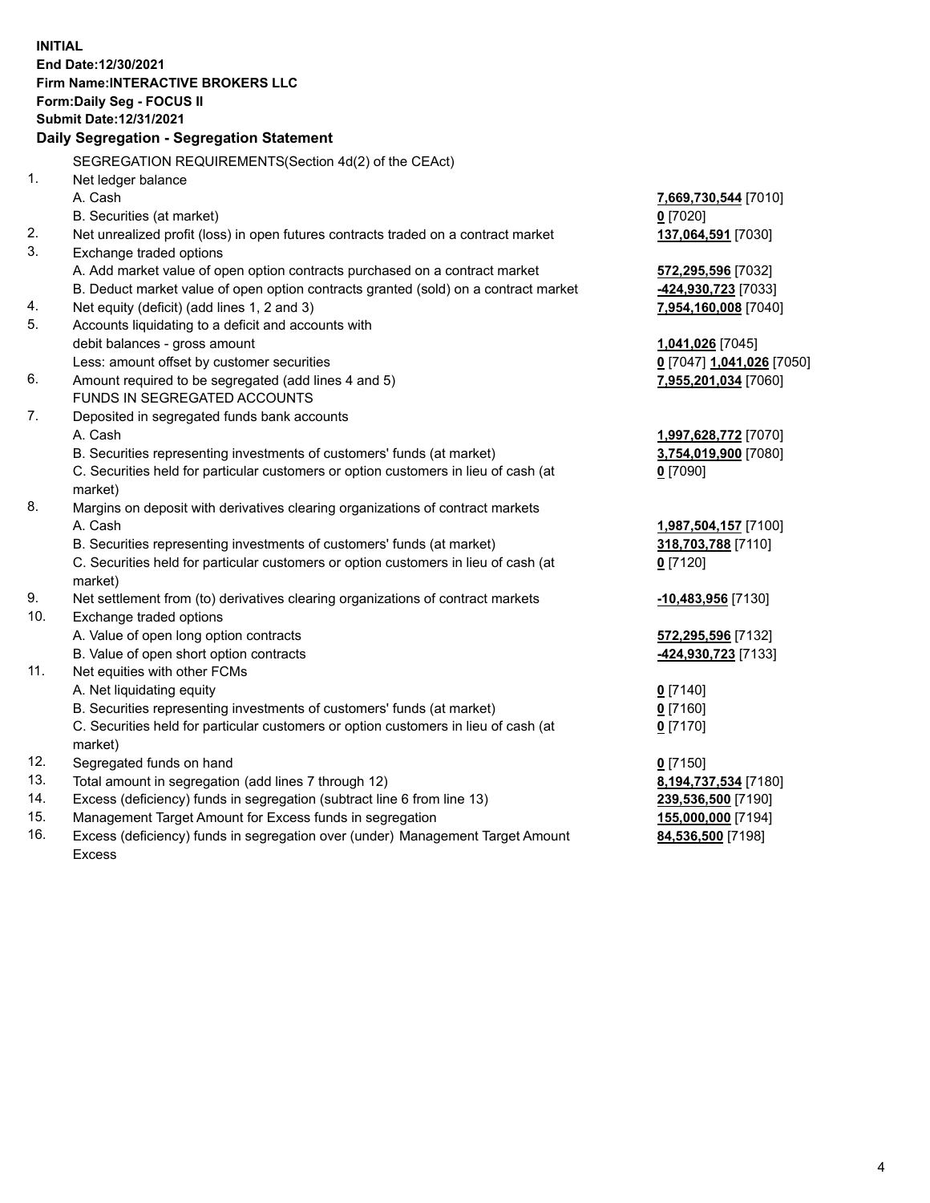**INITIAL**
**End Date:12/30/2021**
**Firm Name:INTERACTIVE BROKERS LLC**
**Form:Daily Seg - FOCUS II**
**Submit Date:12/31/2021**

**Daily Segregation - Segregation Statement**

| | SEGREGATION REQUIREMENTS(Section 4d(2) of the CEAct) | |
|---|---|---|
| 1. | Net ledger balance | |
| | A. Cash | **7,669,730,544** [7010] |
| | B. Securities (at market) | **0** [7020] |
| 2. | Net unrealized profit (loss) in open futures contracts traded on a contract market | **137,064,591** [7030] |
| 3. | Exchange traded options | |
| | A. Add market value of open option contracts purchased on a contract market | **572,295,596** [7032] |
| | B. Deduct market value of open option contracts granted (sold) on a contract market | **-424,930,723** [7033] |
| 4. | Net equity (deficit) (add lines 1, 2 and 3) | **7,954,160,008** [7040] |
| 5. | Accounts liquidating to a deficit and accounts with | |
| | debit balances - gross amount | **1,041,026** [7045] |
| | Less: amount offset by customer securities | **0** [7047] **1,041,026** [7050] |
| 6. | Amount required to be segregated (add lines 4 and 5) | **7,955,201,034** [7060] |
| | FUNDS IN SEGREGATED ACCOUNTS | |
| 7. | Deposited in segregated funds bank accounts | |
| | A. Cash | **1,997,628,772** [7070] |
| | B. Securities representing investments of customers' funds (at market) | **3,754,019,900** [7080] |
| | C. Securities held for particular customers or option customers in lieu of cash (at market) | **0** [7090] |
| 8. | Margins on deposit with derivatives clearing organizations of contract markets | |
| | A. Cash | **1,987,504,157** [7100] |
| | B. Securities representing investments of customers' funds (at market) | **318,703,788** [7110] |
| | C. Securities held for particular customers or option customers in lieu of cash (at market) | **0** [7120] |
| 9. | Net settlement from (to) derivatives clearing organizations of contract markets | **-10,483,956** [7130] |
| 10. | Exchange traded options | |
| | A. Value of open long option contracts | **572,295,596** [7132] |
| | B. Value of open short option contracts | **-424,930,723** [7133] |
| 11. | Net equities with other FCMs | |
| | A. Net liquidating equity | **0** [7140] |
| | B. Securities representing investments of customers' funds (at market) | **0** [7160] |
| | C. Securities held for particular customers or option customers in lieu of cash (at market) | **0** [7170] |
| 12. | Segregated funds on hand | **0** [7150] |
| 13. | Total amount in segregation (add lines 7 through 12) | **8,194,737,534** [7180] |
| 14. | Excess (deficiency) funds in segregation (subtract line 6 from line 13) | **239,536,500** [7190] |
| 15. | Management Target Amount for Excess funds in segregation | **155,000,000** [7194] |
| 16. | Excess (deficiency) funds in segregation over (under) Management Target Amount Excess | **84,536,500** [7198] |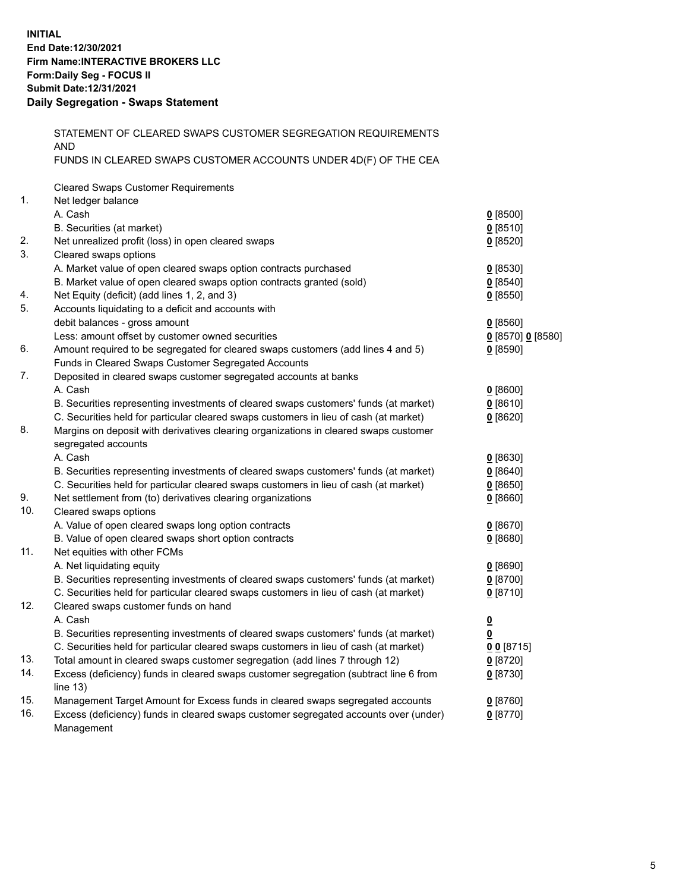**INITIAL**
**End Date:12/30/2021**
**Firm Name:INTERACTIVE BROKERS LLC**
**Form:Daily Seg - FOCUS II**
**Submit Date:12/31/2021**
**Daily Segregation - Swaps Statement**

STATEMENT OF CLEARED SWAPS CUSTOMER SEGREGATION REQUIREMENTS AND FUNDS IN CLEARED SWAPS CUSTOMER ACCOUNTS UNDER 4D(F) OF THE CEA

| | | |
|---|---|---|
| | Cleared Swaps Customer Requirements | |
| 1. | Net ledger balance | |
| | A. Cash | 0 [8500] |
| | B. Securities (at market) | 0 [8510] |
| 2. | Net unrealized profit (loss) in open cleared swaps | 0 [8520] |
| 3. | Cleared swaps options | |
| | A. Market value of open cleared swaps option contracts purchased | 0 [8530] |
| | B. Market value of open cleared swaps option contracts granted (sold) | 0 [8540] |
| 4. | Net Equity (deficit) (add lines 1, 2, and 3) | 0 [8550] |
| 5. | Accounts liquidating to a deficit and accounts with | |
| | debit balances - gross amount | 0 [8560] |
| | Less: amount offset by customer owned securities | 0 [8570] 0 [8580] |
| 6. | Amount required to be segregated for cleared swaps customers (add lines 4 and 5) | 0 [8590] |
| | Funds in Cleared Swaps Customer Segregated Accounts | |
| 7. | Deposited in cleared swaps customer segregated accounts at banks | |
| | A. Cash | 0 [8600] |
| | B. Securities representing investments of cleared swaps customers' funds (at market) | 0 [8610] |
| | C. Securities held for particular cleared swaps customers in lieu of cash (at market) | 0 [8620] |
| 8. | Margins on deposit with derivatives clearing organizations in cleared swaps customer segregated accounts | |
| | A. Cash | 0 [8630] |
| | B. Securities representing investments of cleared swaps customers' funds (at market) | 0 [8640] |
| | C. Securities held for particular cleared swaps customers in lieu of cash (at market) | 0 [8650] |
| 9. | Net settlement from (to) derivatives clearing organizations | 0 [8660] |
| 10. | Cleared swaps options | |
| | A. Value of open cleared swaps long option contracts | 0 [8670] |
| | B. Value of open cleared swaps short option contracts | 0 [8680] |
| 11. | Net equities with other FCMs | |
| | A. Net liquidating equity | 0 [8690] |
| | B. Securities representing investments of cleared swaps customers' funds (at market) | 0 [8700] |
| | C. Securities held for particular cleared swaps customers in lieu of cash (at market) | 0 [8710] |
| 12. | Cleared swaps customer funds on hand | |
| | A. Cash | 0 |
| | B. Securities representing investments of cleared swaps customers' funds (at market) | 0 |
| | C. Securities held for particular cleared swaps customers in lieu of cash (at market) | 0 0 [8715] |
| 13. | Total amount in cleared swaps customer segregation (add lines 7 through 12) | 0 [8720] |
| 14. | Excess (deficiency) funds in cleared swaps customer segregation (subtract line 6 from line 13) | 0 [8730] |
| 15. | Management Target Amount for Excess funds in cleared swaps segregated accounts | 0 [8760] |
| 16. | Excess (deficiency) funds in cleared swaps customer segregated accounts over (under) Management | 0 [8770] |